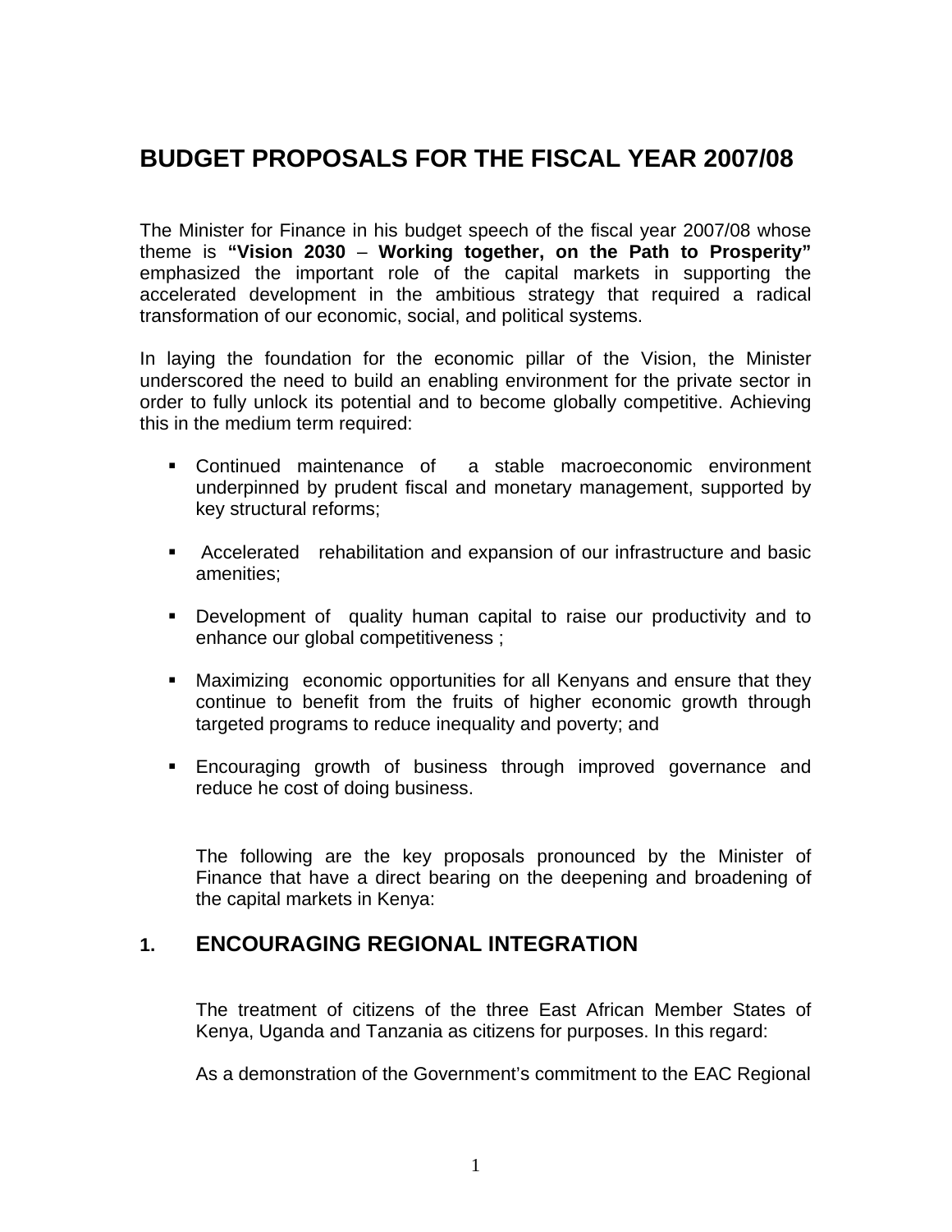# BUDGET PROPOSALS FOR THE FISCAL YEAR 2007/08

The Minister for Finance in his budget speech of the fiscal year 2007/08 whose theme is **"Vision 2030** – **Working together, on the Path to Prosperity"** emphasized the important role of the capital markets in supporting the accelerated development in the ambitious strategy that required a radical transformation of our economic, social, and political systems.

In laying the foundation for the economic pillar of the Vision, the Minister underscored the need to build an enabling environment for the private sector in order to fully unlock its potential and to become globally competitive. Achieving this in the medium term required:

- Continued maintenance of a stable macroeconomic environment underpinned by prudent fiscal and monetary management, supported by key structural reforms;
- Accelerated rehabilitation and expansion of our infrastructure and basic amenities;
- Development of quality human capital to raise our productivity and to enhance our global competitiveness ;
- Maximizing economic opportunities for all Kenyans and ensure that they continue to benefit from the fruits of higher economic growth through targeted programs to reduce inequality and poverty; and
- Encouraging growth of business through improved governance and reduce he cost of doing business.

The following are the key proposals pronounced by the Minister of Finance that have a direct bearing on the deepening and broadening of the capital markets in Kenya:

## 1. ENCOURAGING REGIONAL INTEGRATION

The treatment of citizens of the three East African Member States of Kenya, Uganda and Tanzania as citizens for purposes. In this regard:

As a demonstration of the Government's commitment to the EAC Regional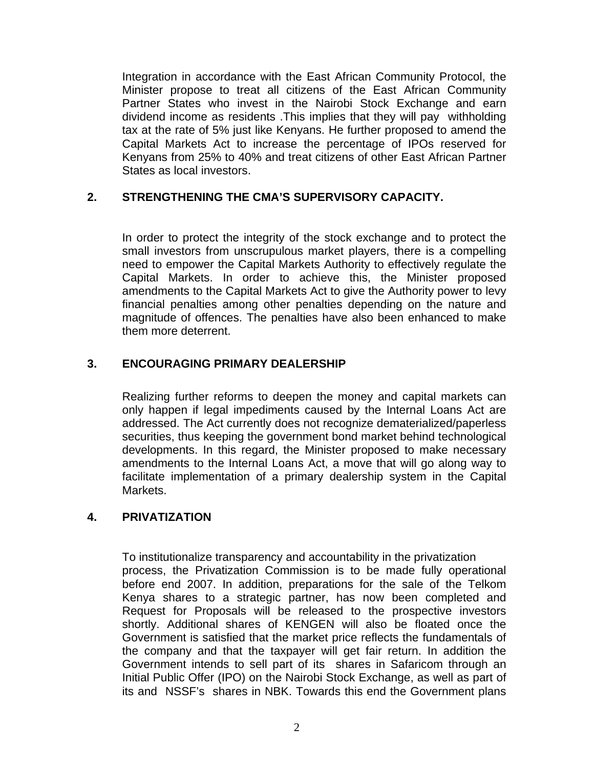Integration in accordance with the East African Community Protocol, the Minister propose to treat all citizens of the East African Community Partner States who invest in the Nairobi Stock Exchange and earn dividend income as residents .This implies that they will pay withholding tax at the rate of 5% just like Kenyans. He further proposed to amend the Capital Markets Act to increase the percentage of IPOs reserved for Kenyans from 25% to 40% and treat citizens of other East African Partner States as local investors.

## 2. STRENGTHENING THE CMA'S SUPERVISORY CAPACITY.

In order to protect the integrity of the stock exchange and to protect the small investors from unscrupulous market players, there is a compelling need to empower the Capital Markets Authority to effectively regulate the Capital Markets. In order to achieve this, the Minister proposed amendments to the Capital Markets Act to give the Authority power to levy financial penalties among other penalties depending on the nature and magnitude of offences. The penalties have also been enhanced to make them more deterrent.

## 3. ENCOURAGING PRIMARY DEALERSHIP

Realizing further reforms to deepen the money and capital markets can only happen if legal impediments caused by the Internal Loans Act are addressed. The Act currently does not recognize dematerialized/paperless securities, thus keeping the government bond market behind technological developments. In this regard, the Minister proposed to make necessary amendments to the Internal Loans Act, a move that will go along way to facilitate implementation of a primary dealership system in the Capital Markets.

## 4. PRIVATIZATION

To institutionalize transparency and accountability in the privatization process, the Privatization Commission is to be made fully operational before end 2007. In addition, preparations for the sale of the Telkom Kenya shares to a strategic partner, has now been completed and Request for Proposals will be released to the prospective investors shortly. Additional shares of KENGEN will also be floated once the Government is satisfied that the market price reflects the fundamentals of the company and that the taxpayer will get fair return. In addition the Government intends to sell part of its shares in Safaricom through an Initial Public Offer (IPO) on the Nairobi Stock Exchange, as well as part of its and NSSF's shares in NBK. Towards this end the Government plans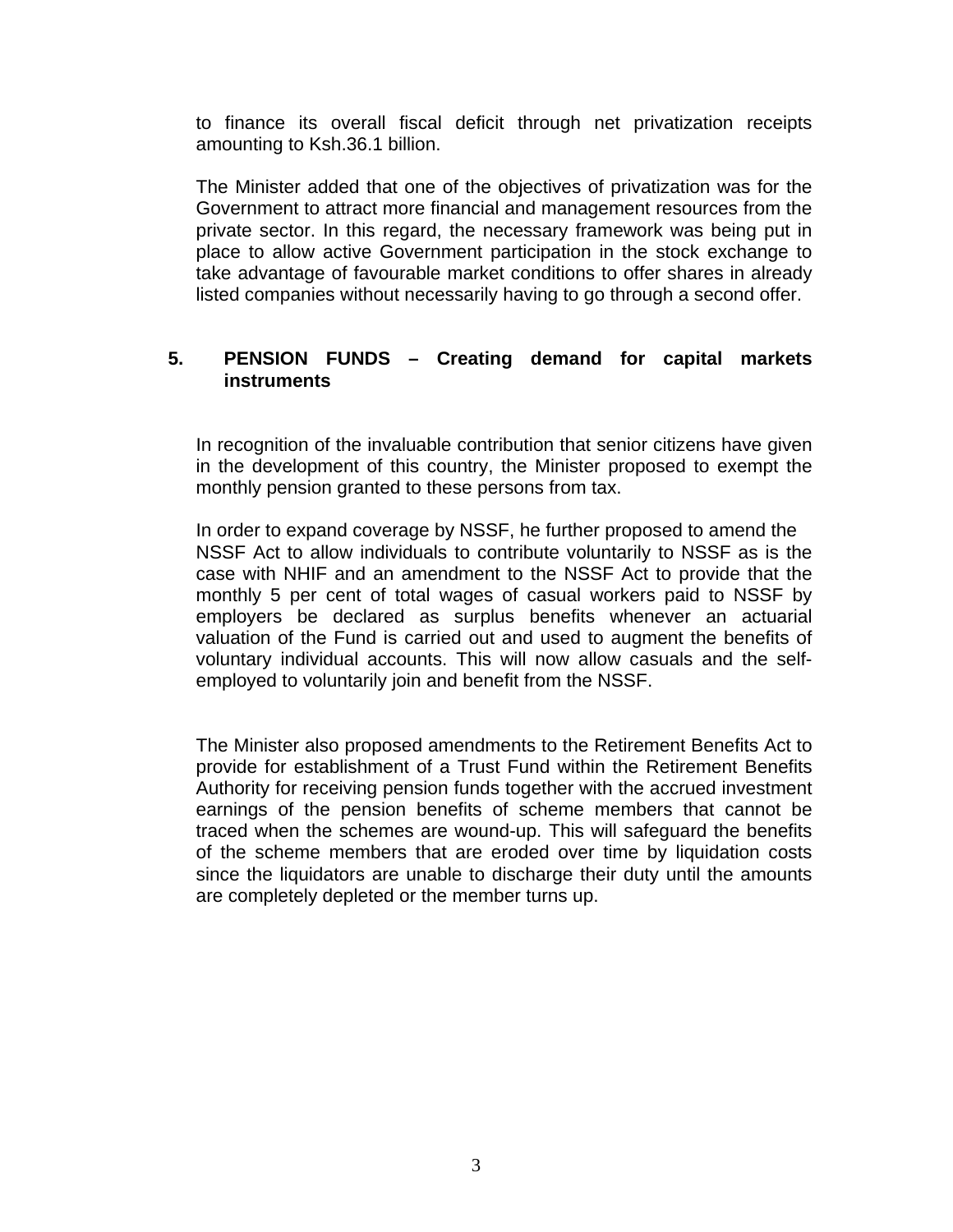to finance its overall fiscal deficit through net privatization receipts amounting to Ksh.36.1 billion.

The Minister added that one of the objectives of privatization was for the Government to attract more financial and management resources from the private sector. In this regard, the necessary framework was being put in place to allow active Government participation in the stock exchange to take advantage of favourable market conditions to offer shares in already listed companies without necessarily having to go through a second offer.

## 5. PENSION FUNDS – Creating demand for capital markets instruments

In recognition of the invaluable contribution that senior citizens have given in the development of this country, the Minister proposed to exempt the monthly pension granted to these persons from tax.

In order to expand coverage by NSSF, he further proposed to amend the NSSF Act to allow individuals to contribute voluntarily to NSSF as is the case with NHIF and an amendment to the NSSF Act to provide that the monthly 5 per cent of total wages of casual workers paid to NSSF by employers be declared as surplus benefits whenever an actuarial valuation of the Fund is carried out and used to augment the benefits of voluntary individual accounts. This will now allow casuals and the self-employed to voluntarily join and benefit from the NSSF.

The Minister also proposed amendments to the Retirement Benefits Act to provide for establishment of a Trust Fund within the Retirement Benefits Authority for receiving pension funds together with the accrued investment earnings of the pension benefits of scheme members that cannot be traced when the schemes are wound-up. This will safeguard the benefits of the scheme members that are eroded over time by liquidation costs since the liquidators are unable to discharge their duty until the amounts are completely depleted or the member turns up.